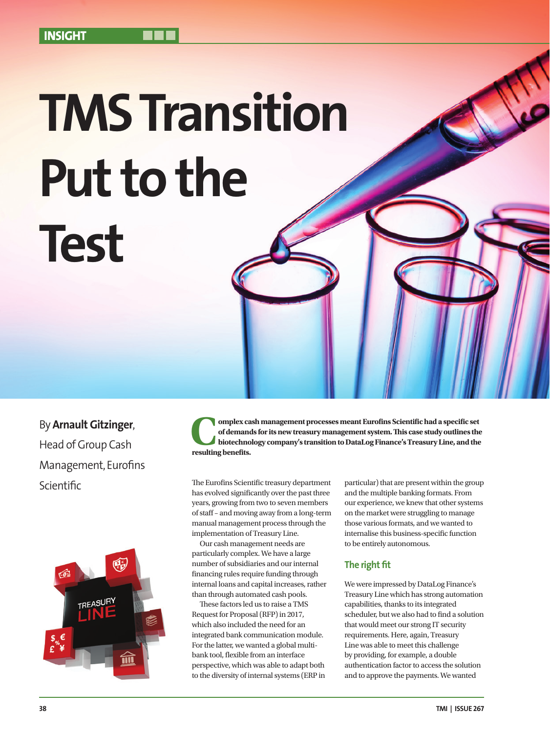# TMS Transition Put to the Test

By **Arnault Gitzinger**, Head of Group Cash Management, Eurofins Scientific

**Complex cash management processes meant Eurofins Scientific had a specific set of demands for its new treasury management system. This case study outlines the biotechnology company's transition to DataLog Finance's Treasury Line, and the resulting benefits.**

The Eurofins Scientific treasury department has evolved significantly over the past three years, growing from two to seven members of staff – and moving away from a long-term manual management process through the implementation of Treasury Line.

Our cash management needs are particularly complex. We have a large number of subsidiaries and our internal financing rules require funding through internal loans and capital increases, rather than through automated cash pools.

These factors led us to raise a TMS Request for Proposal (RFP) in 2017, which also included the need for an integrated bank communication module. For the latter, we wanted a global multi-bank tool, flexible from an interface perspective, which was able to adapt both to the diversity of internal systems (ERP in particular) that are present within the group and the multiple banking formats. From our experience, we knew that other systems on the market were struggling to manage those various formats, and we wanted to internalise this business-specific function to be entirely autonomous.

## The right fit

We were impressed by DataLog Finance's Treasury Line which has strong automation capabilities, thanks to its integrated scheduler, but we also had to find a solution that would meet our strong IT security requirements. Here, again, Treasury Line was able to meet this challenge by providing, for example, a double authentication factor to access the solution and to approve the payments. We wanted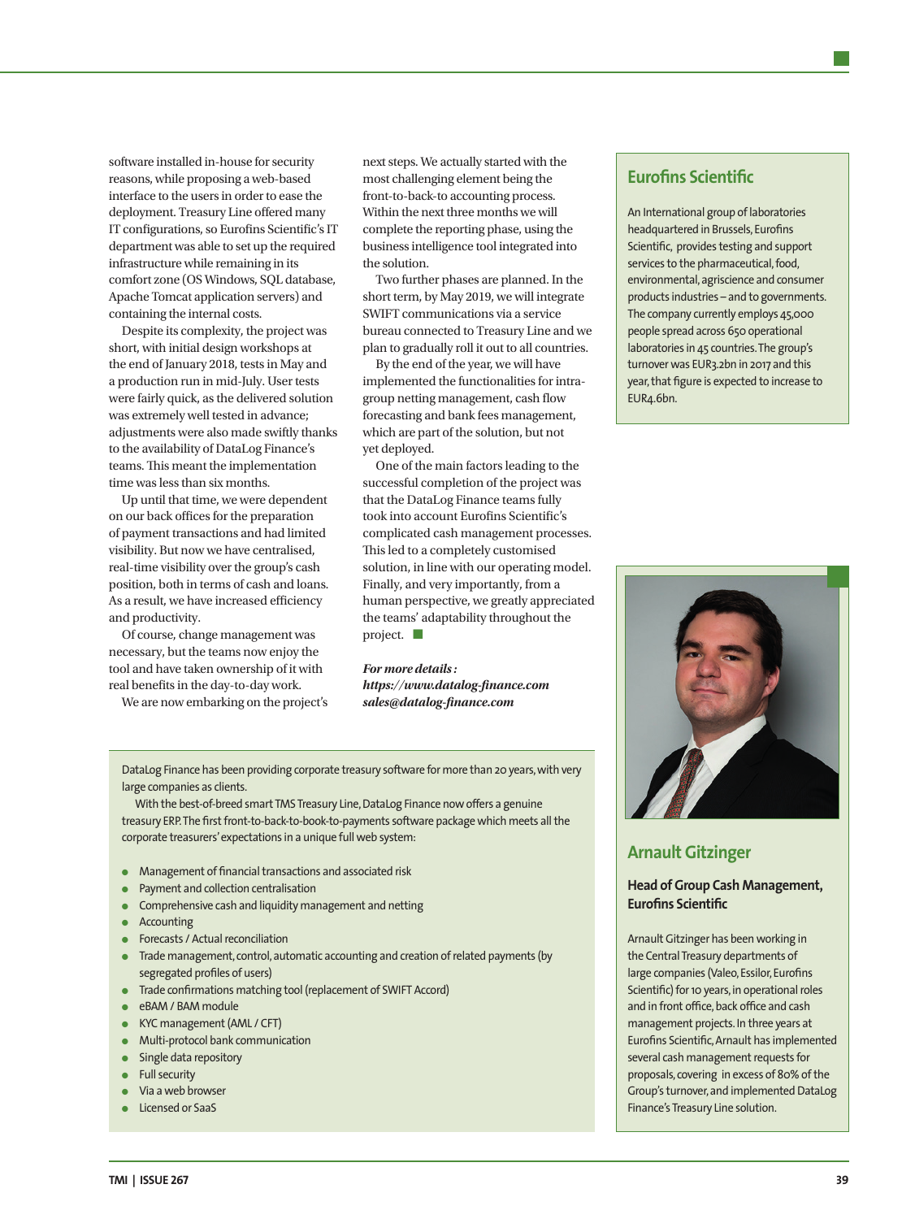software installed in-house for security reasons, while proposing a web-based interface to the users in order to ease the deployment. Treasury Line offered many IT configurations, so Eurofins Scientific's IT department was able to set up the required infrastructure while remaining in its comfort zone (OS Windows, SQL database, Apache Tomcat application servers) and containing the internal costs.

Despite its complexity, the project was short, with initial design workshops at the end of January 2018, tests in May and a production run in mid-July. User tests were fairly quick, as the delivered solution was extremely well tested in advance; adjustments were also made swiftly thanks to the availability of DataLog Finance's teams. This meant the implementation time was less than six months.

Up until that time, we were dependent on our back offices for the preparation of payment transactions and had limited visibility. But now we have centralised, real-time visibility over the group's cash position, both in terms of cash and loans. As a result, we have increased efficiency and productivity.

Of course, change management was necessary, but the teams now enjoy the tool and have taken ownership of it with real benefits in the day-to-day work.

We are now embarking on the project's next steps. We actually started with the most challenging element being the front-to-back-to accounting process. Within the next three months we will complete the reporting phase, using the business intelligence tool integrated into the solution.

Two further phases are planned. In the short term, by May 2019, we will integrate SWIFT communications via a service bureau connected to Treasury Line and we plan to gradually roll it out to all countries.

By the end of the year, we will have implemented the functionalities for intra-group netting management, cash flow forecasting and bank fees management, which are part of the solution, but not yet deployed.

One of the main factors leading to the successful completion of the project was that the DataLog Finance teams fully took into account Eurofins Scientific's complicated cash management processes. This led to a completely customised solution, in line with our operating model. Finally, and very importantly, from a human perspective, we greatly appreciated the teams' adaptability throughout the project. ■

***For more details :***
***https://www.datalog-finance.com***
***sales@datalog-finance.com***

DataLog Finance has been providing corporate treasury software for more than 20 years, with very large companies as clients.

With the best-of-breed smart TMS Treasury Line, DataLog Finance now offers a genuine treasury ERP. The first front-to-back-to-book-to-payments software package which meets all the corporate treasurers' expectations in a unique full web system:

- Management of financial transactions and associated risk
- Payment and collection centralisation
- Comprehensive cash and liquidity management and netting
- Accounting
- Forecasts / Actual reconciliation
- Trade management, control, automatic accounting and creation of related payments (by segregated profiles of users)
- Trade confirmations matching tool (replacement of SWIFT Accord)
- eBAM / BAM module
- KYC management (AML / CFT)
- Multi-protocol bank communication
- Single data repository
- Full security
- Via a web browser
- Licensed or SaaS

## Eurofins Scientific

An International group of laboratories headquartered in Brussels, Eurofins Scientific, provides testing and support services to the pharmaceutical, food, environmental, agriscience and consumer products industries – and to governments. The company currently employs 45,000 people spread across 650 operational laboratories in 45 countries. The group's turnover was EUR3.2bn in 2017 and this year, that figure is expected to increase to EUR4.6bn.

## Arnault Gitzinger

**Head of Group Cash Management, Eurofins Scientific**

Arnault Gitzinger has been working in the Central Treasury departments of large companies (Valeo, Essilor, Eurofins Scientific) for 10 years, in operational roles and in front office, back office and cash management projects. In three years at Eurofins Scientific, Arnault has implemented several cash management requests for proposals, covering in excess of 80% of the Group's turnover, and implemented DataLog Finance's Treasury Line solution.